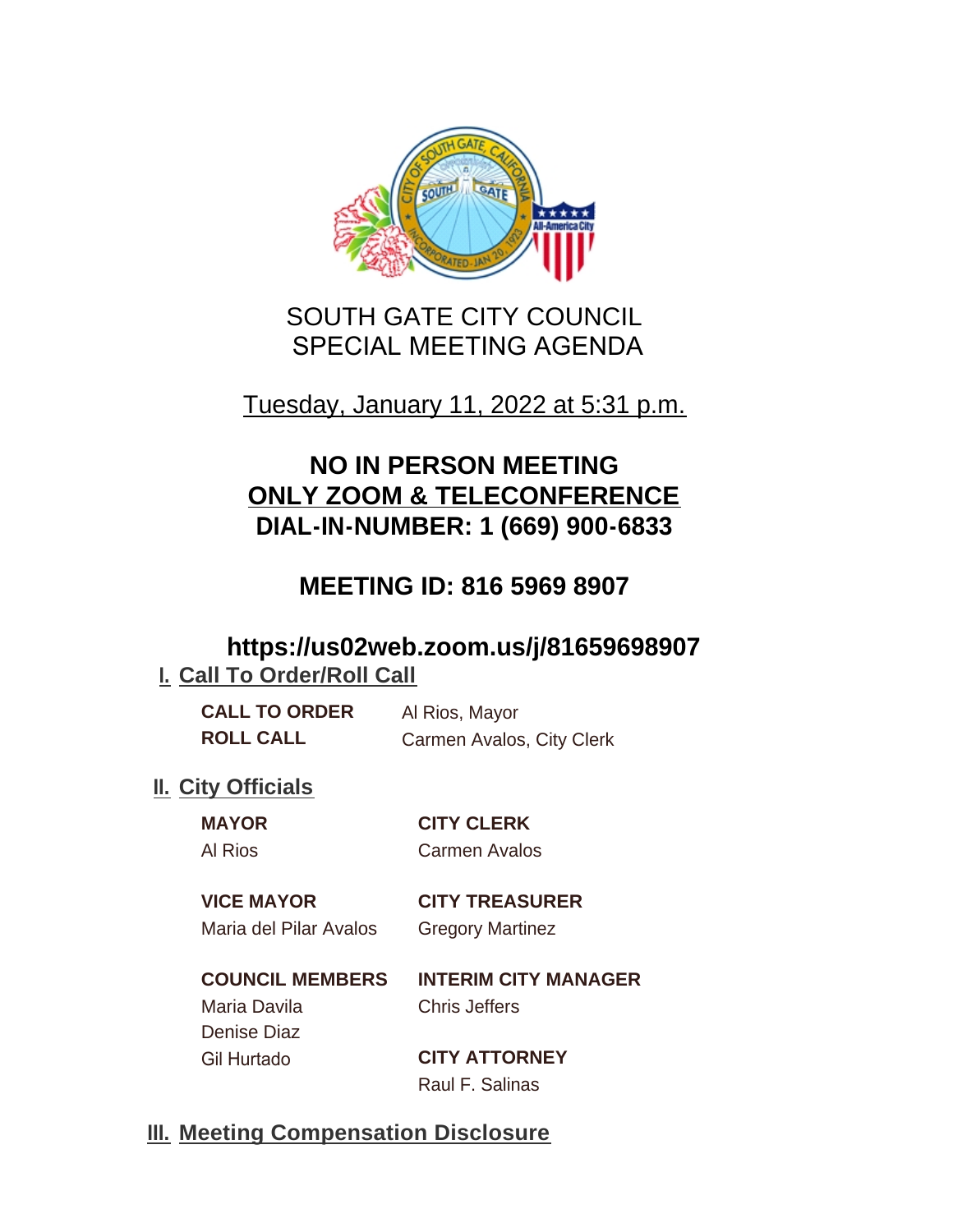# SOUTH GATE CITY COUNCIL
# SPECIAL MEETING AGENDA

Tuesday, January 11, 2022 at 5:31 p.m.

## NO IN PERSON MEETING
## ONLY ZOOM & TELECONFERENCE
## DIAL-IN-NUMBER: 1 (669) 900-6833

## MEETING ID: 816 5969 8907

## https://us02web.zoom.us/j/81659698907

## I. Call To Order/Roll Call

**CALL TO ORDER** Al Rios, Mayor

**ROLL CALL** Carmen Avalos, City Clerk

## II. City Officials

**MAYOR**
Al Rios

**CITY CLERK**
Carmen Avalos

**VICE MAYOR**
Maria del Pilar Avalos

**CITY TREASURER**
Gregory Martinez

**COUNCIL MEMBERS**
Maria Davila
Denise Diaz
Gil Hurtado

**INTERIM CITY MANAGER**
Chris Jeffers

**CITY ATTORNEY**
Raul F. Salinas

## III. Meeting Compensation Disclosure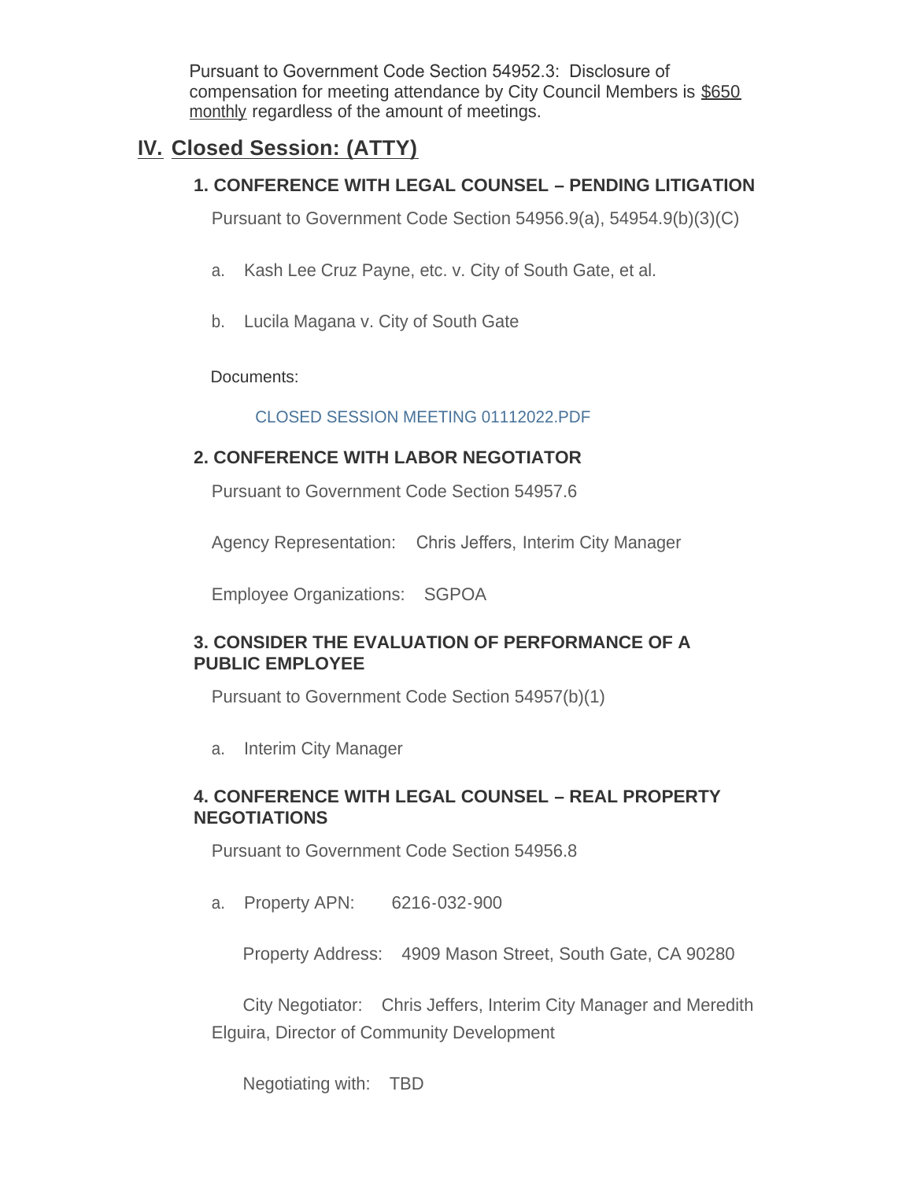Pursuant to Government Code Section 54952.3: Disclosure of compensation for meeting attendance by City Council Members is $650 monthly regardless of the amount of meetings.

## IV. Closed Session: (ATTY)

### 1. CONFERENCE WITH LEGAL COUNSEL – PENDING LITIGATION

Pursuant to Government Code Section 54956.9(a), 54954.9(b)(3)(C)

a. Kash Lee Cruz Payne, etc. v. City of South Gate, et al.

b. Lucila Magana v. City of South Gate

Documents:

CLOSED SESSION MEETING 01112022.PDF

### 2. CONFERENCE WITH LABOR NEGOTIATOR

Pursuant to Government Code Section 54957.6

Agency Representation: Chris Jeffers, Interim City Manager

Employee Organizations: SGPOA

### 3. CONSIDER THE EVALUATION OF PERFORMANCE OF A PUBLIC EMPLOYEE

Pursuant to Government Code Section 54957(b)(1)

a. Interim City Manager

### 4. CONFERENCE WITH LEGAL COUNSEL – REAL PROPERTY NEGOTIATIONS

Pursuant to Government Code Section 54956.8

a. Property APN: 6216-032-900

Property Address: 4909 Mason Street, South Gate, CA 90280

City Negotiator: Chris Jeffers, Interim City Manager and Meredith Elguira, Director of Community Development

Negotiating with: TBD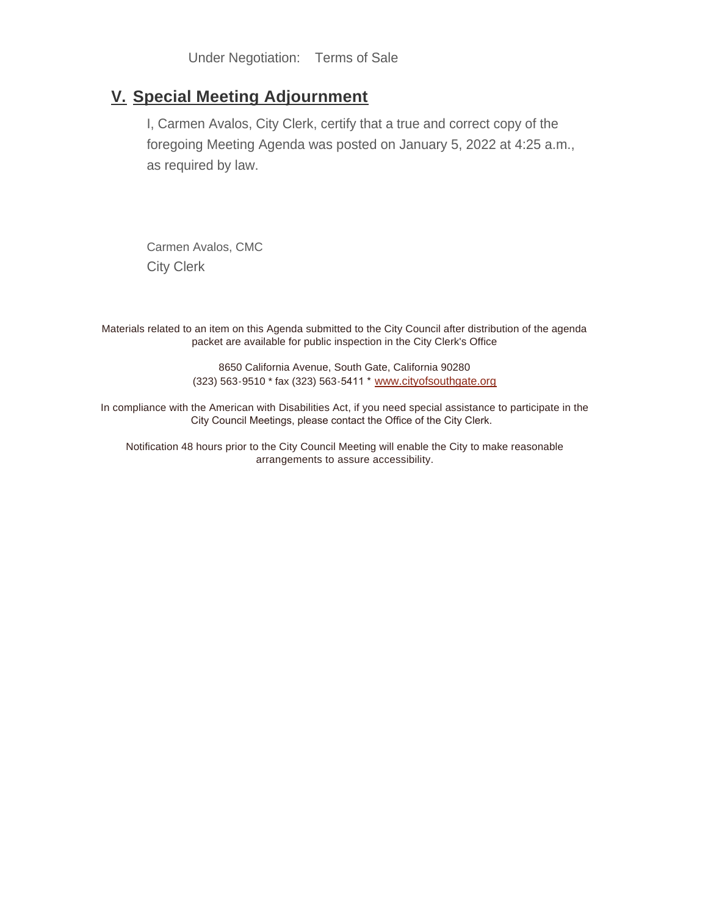Under Negotiation: Terms of Sale

## V. Special Meeting Adjournment

I, Carmen Avalos, City Clerk, certify that a true and correct copy of the foregoing Meeting Agenda was posted on January 5, 2022 at 4:25 a.m., as required by law.

Carmen Avalos, CMC
City Clerk

Materials related to an item on this Agenda submitted to the City Council after distribution of the agenda packet are available for public inspection in the City Clerk's Office

8650 California Avenue, South Gate, California 90280
(323) 563-9510 * fax (323) 563-5411 * [www.cityofsouthgate.org](http://www.cityofsouthgate.org)

In compliance with the American with Disabilities Act, if you need special assistance to participate in the City Council Meetings, please contact the Office of the City Clerk.

Notification 48 hours prior to the City Council Meeting will enable the City to make reasonable arrangements to assure accessibility.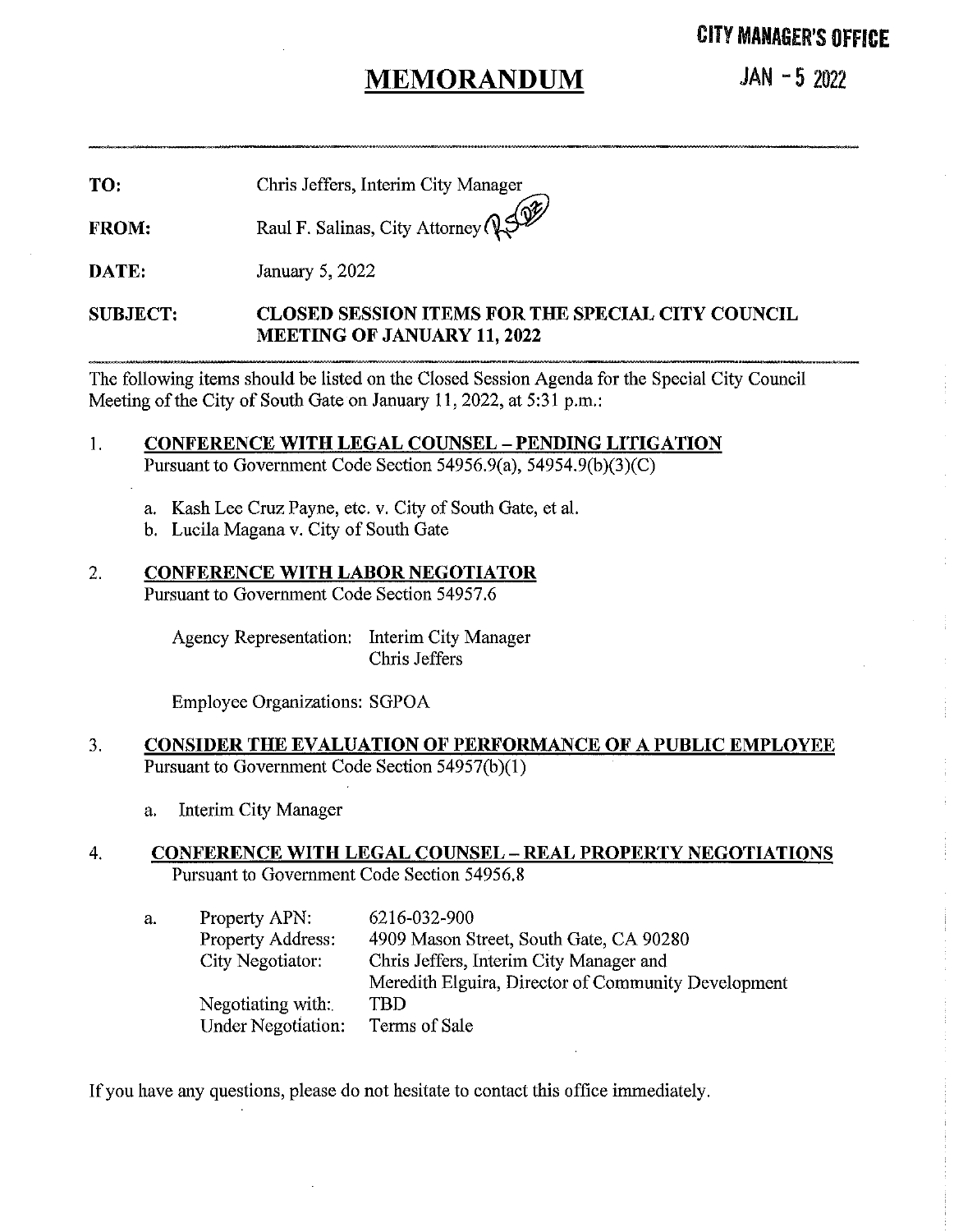**CITY MANAGER'S OFFICE**

JAN - 5 2022

# MEMORANDUM

**TO:** Chris Jeffers, Interim City Manager

**FROM:** Raul F. Salinas, City Attorney

**DATE:** January 5, 2022

**SUBJECT:** **CLOSED SESSION ITEMS FOR THE SPECIAL CITY COUNCIL MEETING OF JANUARY 11, 2022**

The following items should be listed on the Closed Session Agenda for the Special City Council Meeting of the City of South Gate on January 11, 2022, at 5:31 p.m.:

1. **CONFERENCE WITH LEGAL COUNSEL – PENDING LITIGATION**
   Pursuant to Government Code Section 54956.9(a), 54954.9(b)(3)(C)

   a. Kash Lee Cruz Payne, etc. v. City of South Gate, et al.
   b. Lucila Magana v. City of South Gate

2. **CONFERENCE WITH LABOR NEGOTIATOR**
   Pursuant to Government Code Section 54957.6

   Agency Representation: Interim City Manager
   Chris Jeffers

   Employee Organizations: SGPOA

3. **CONSIDER THE EVALUATION OF PERFORMANCE OF A PUBLIC EMPLOYEE**
   Pursuant to Government Code Section 54957(b)(1)

   a. Interim City Manager

4. **CONFERENCE WITH LEGAL COUNSEL – REAL PROPERTY NEGOTIATIONS**
   Pursuant to Government Code Section 54956.8

   a.

   | | |
   |---|---|
   | Property APN: | 6216-032-900 |
   | Property Address: | 4909 Mason Street, South Gate, CA 90280 |
   | City Negotiator: | Chris Jeffers, Interim City Manager and Meredith Elguira, Director of Community Development |
   | Negotiating with: | TBD |
   | Under Negotiation: | Terms of Sale |

If you have any questions, please do not hesitate to contact this office immediately.